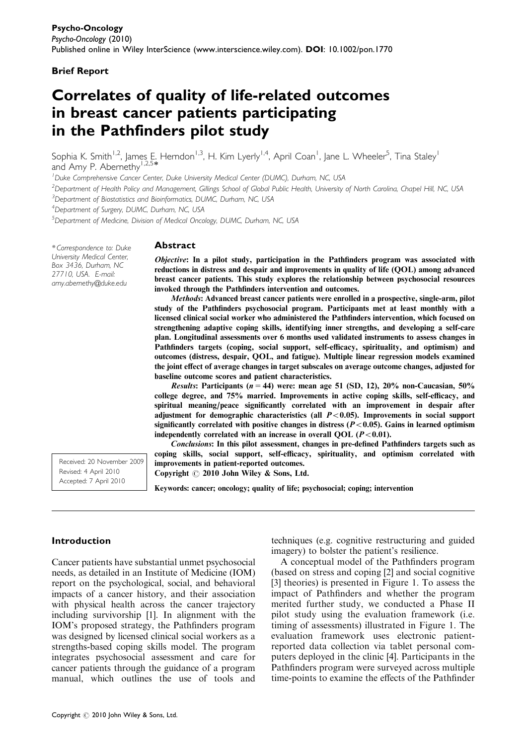Psycho-Oncology

*Psycho-Oncology* (2010)

Published online in Wiley InterScience (www.interscience.wiley.com). **DOI**: 10.1002/pon.1770

**Brief Report**

# Correlates of quality of life-related outcomes in breast cancer patients participating in the Pathfinders pilot study

Sophia K. Smith[1,2], James E. Herndon[1,3], H. Kim Lyerly[1,4], April Coan[1], Jane L. Wheeler[5], Tina Staley[1] and Amy P. Abernethy[1,2,5]*

[1]Duke Comprehensive Cancer Center, Duke University Medical Center (DUMC), Durham, NC, USA

[2]Department of Health Policy and Management, Gillings School of Global Public Health, University of North Carolina, Chapel Hill, NC, USA

[3]Department of Biostatistics and Bioinformatics, DUMC, Durham, NC, USA

[4]Department of Surgery, DUMC, Durham, NC, USA

[5]Department of Medicine, Division of Medical Oncology, DUMC, Durham, NC, USA

*Correspondence to: Duke University Medical Center, Box 3436, Durham, NC 27710, USA. E-mail: amy.abernethy@duke.edu

Received: 20 November 2009
Revised: 4 April 2010
Accepted: 7 April 2010

## Abstract

***Objective***: **In a pilot study, participation in the Pathfinders program was associated with reductions in distress and despair and improvements in quality of life (QOL) among advanced breast cancer patients. This study explores the relationship between psychosocial resources invoked through the Pathfinders intervention and outcomes.**

***Methods***: **Advanced breast cancer patients were enrolled in a prospective, single-arm, pilot study of the Pathfinders psychosocial program. Participants met at least monthly with a licensed clinical social worker who administered the Pathfinders intervention, which focused on strengthening adaptive coping skills, identifying inner strengths, and developing a self-care plan. Longitudinal assessments over 6 months used validated instruments to assess changes in Pathfinders targets (coping, social support, self-efficacy, spirituality, and optimism) and outcomes (distress, despair, QOL, and fatigue). Multiple linear regression models examined the joint effect of average changes in target subscales on average outcome changes, adjusted for baseline outcome scores and patient characteristics.**

***Results***: **Participants ($n = 44$) were: mean age 51 (SD, 12), 20% non-Caucasian, 50% college degree, and 75% married. Improvements in active coping skills, self-efficacy, and spiritual meaning/peace significantly correlated with an improvement in despair after adjustment for demographic characteristics (all $P<0.05$). Improvements in social support significantly correlated with positive changes in distress ($P<0.05$). Gains in learned optimism independently correlated with an increase in overall QOL ($P<0.01$).**

***Conclusions***: **In this pilot assessment, changes in pre-defined Pathfinders targets such as coping skills, social support, self-efficacy, spirituality, and optimism correlated with improvements in patient-reported outcomes.**

**Copyright © 2010 John Wiley & Sons, Ltd.**

**Keywords: cancer; oncology; quality of life; psychosocial; coping; intervention**

## Introduction

Cancer patients have substantial unmet psychosocial needs, as detailed in an Institute of Medicine (IOM) report on the psychological, social, and behavioral impacts of a cancer history, and their association with physical health across the cancer trajectory including survivorship [1]. In alignment with the IOM's proposed strategy, the Pathfinders program was designed by licensed clinical social workers as a strengths-based coping skills model. The program integrates psychosocial assessment and care for cancer patients through the guidance of a program manual, which outlines the use of tools and techniques (e.g. cognitive restructuring and guided imagery) to bolster the patient's resilience.

A conceptual model of the Pathfinders program (based on stress and coping [2] and social cognitive [3] theories) is presented in Figure 1. To assess the impact of Pathfinders and whether the program merited further study, we conducted a Phase II pilot study using the evaluation framework (i.e. timing of assessments) illustrated in Figure 1. The evaluation framework uses electronic patient-reported data collection via tablet personal computers deployed in the clinic [4]. Participants in the Pathfinders program were surveyed across multiple time-points to examine the effects of the Pathfinder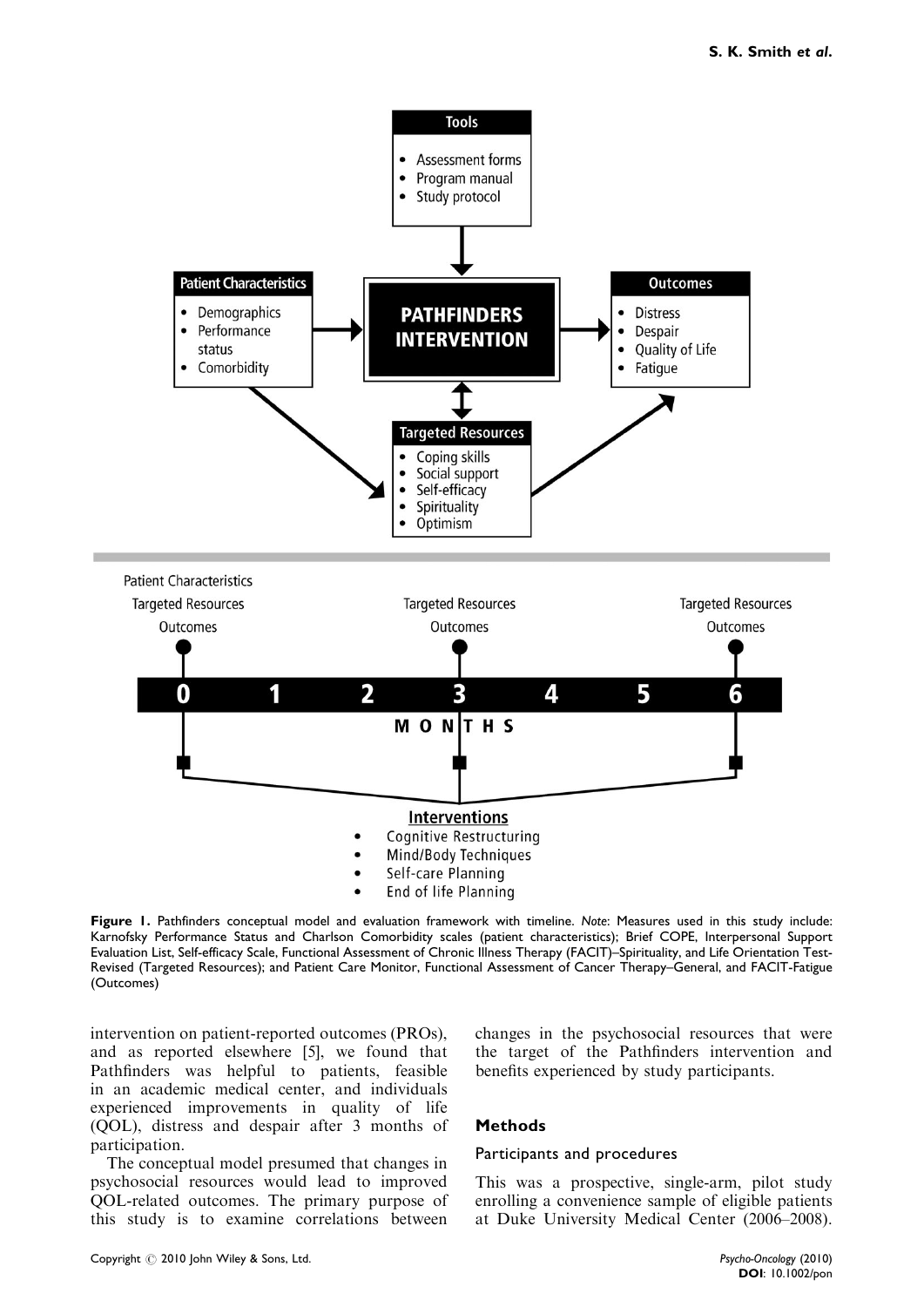**Figure 1.** Pathfinders conceptual model and evaluation framework with timeline. *Note*: Measures used in this study include: Karnofsky Performance Status and Charlson Comorbidity scales (patient characteristics); Brief COPE, Interpersonal Support Evaluation List, Self-efficacy Scale, Functional Assessment of Chronic Illness Therapy (FACIT)–Spirituality, and Life Orientation Test-Revised (Targeted Resources); and Patient Care Monitor, Functional Assessment of Cancer Therapy–General, and FACIT-Fatigue (Outcomes)

intervention on patient-reported outcomes (PROs), and as reported elsewhere [5], we found that Pathfinders was helpful to patients, feasible in an academic medical center, and individuals experienced improvements in quality of life (QOL), distress and despair after 3 months of participation.

The conceptual model presumed that changes in psychosocial resources would lead to improved QOL-related outcomes. The primary purpose of this study is to examine correlations between changes in the psychosocial resources that were the target of the Pathfinders intervention and benefits experienced by study participants.

## Methods

### Participants and procedures

This was a prospective, single-arm, pilot study enrolling a convenience sample of eligible patients at Duke University Medical Center (2006–2008).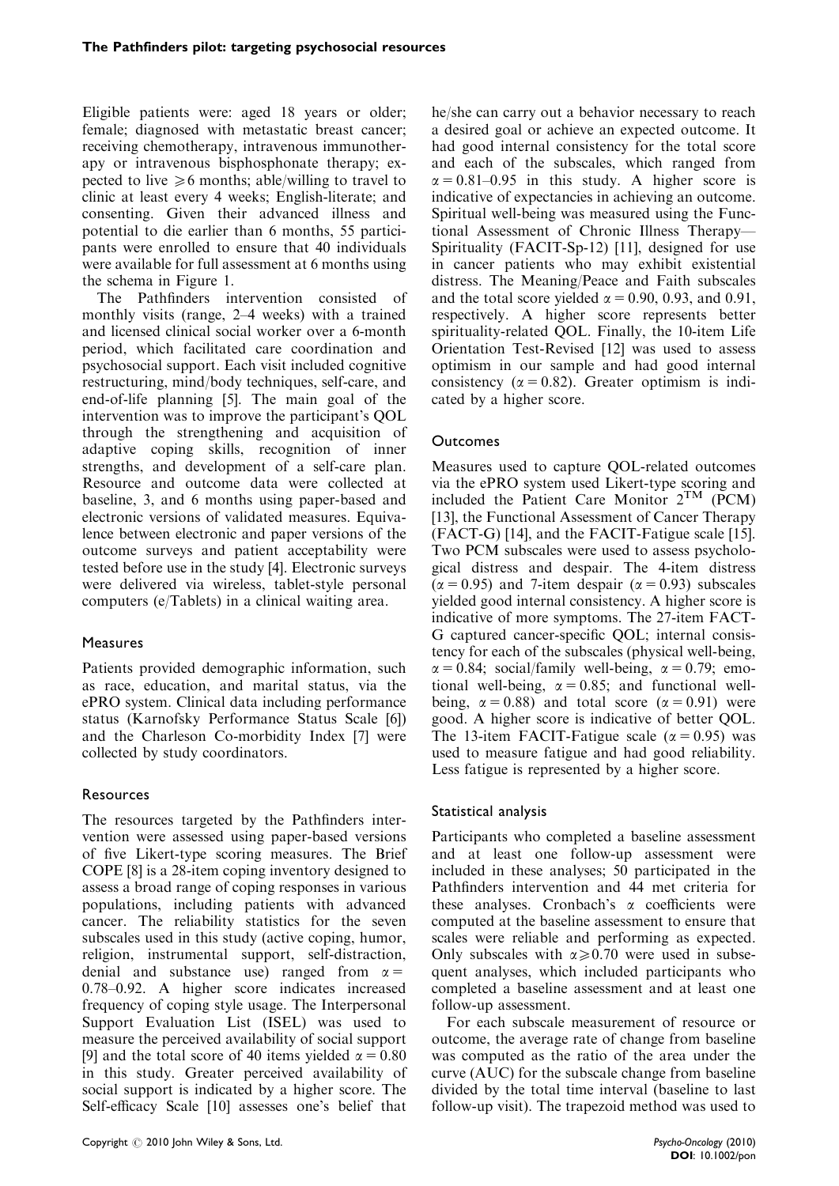Eligible patients were: aged 18 years or older; female; diagnosed with metastatic breast cancer; receiving chemotherapy, intravenous immunotherapy or intravenous bisphosphonate therapy; expected to live $\geqslant$6 months; able/willing to travel to clinic at least every 4 weeks; English-literate; and consenting. Given their advanced illness and potential to die earlier than 6 months, 55 participants were enrolled to ensure that 40 individuals were available for full assessment at 6 months using the schema in Figure 1.

The Pathfinders intervention consisted of monthly visits (range, 2–4 weeks) with a trained and licensed clinical social worker over a 6-month period, which facilitated care coordination and psychosocial support. Each visit included cognitive restructuring, mind/body techniques, self-care, and end-of-life planning [5]. The main goal of the intervention was to improve the participant's QOL through the strengthening and acquisition of adaptive coping skills, recognition of inner strengths, and development of a self-care plan. Resource and outcome data were collected at baseline, 3, and 6 months using paper-based and electronic versions of validated measures. Equivalence between electronic and paper versions of the outcome surveys and patient acceptability were tested before use in the study [4]. Electronic surveys were delivered via wireless, tablet-style personal computers (e/Tablets) in a clinical waiting area.

## Measures

Patients provided demographic information, such as race, education, and marital status, via the ePRO system. Clinical data including performance status (Karnofsky Performance Status Scale [6]) and the Charleson Co-morbidity Index [7] were collected by study coordinators.

## Resources

The resources targeted by the Pathfinders intervention were assessed using paper-based versions of five Likert-type scoring measures. The Brief COPE [8] is a 28-item coping inventory designed to assess a broad range of coping responses in various populations, including patients with advanced cancer. The reliability statistics for the seven subscales used in this study (active coping, humor, religion, instrumental support, self-distraction, denial and substance use) ranged from $\alpha = 0.78$–$0.92$. A higher score indicates increased frequency of coping style usage. The Interpersonal Support Evaluation List (ISEL) was used to measure the perceived availability of social support [9] and the total score of 40 items yielded $\alpha = 0.80$ in this study. Greater perceived availability of social support is indicated by a higher score. The Self-efficacy Scale [10] assesses one's belief that he/she can carry out a behavior necessary to reach a desired goal or achieve an expected outcome. It had good internal consistency for the total score and each of the subscales, which ranged from $\alpha = 0.81$–$0.95$ in this study. A higher score is indicative of expectancies in achieving an outcome. Spiritual well-being was measured using the Functional Assessment of Chronic Illness Therapy—Spirituality (FACIT-Sp-12) [11], designed for use in cancer patients who may exhibit existential distress. The Meaning/Peace and Faith subscales and the total score yielded $\alpha = 0.90$, 0.93, and 0.91, respectively. A higher score represents better spirituality-related QOL. Finally, the 10-item Life Orientation Test-Revised [12] was used to assess optimism in our sample and had good internal consistency ($\alpha = 0.82$). Greater optimism is indicated by a higher score.

## Outcomes

Measures used to capture QOL-related outcomes via the ePRO system used Likert-type scoring and included the Patient Care Monitor 2™ (PCM) [13], the Functional Assessment of Cancer Therapy (FACT-G) [14], and the FACIT-Fatigue scale [15]. Two PCM subscales were used to assess psychological distress and despair. The 4-item distress ($\alpha = 0.95$) and 7-item despair ($\alpha = 0.93$) subscales yielded good internal consistency. A higher score is indicative of more symptoms. The 27-item FACT-G captured cancer-specific QOL; internal consistency for each of the subscales (physical well-being, $\alpha = 0.84$; social/family well-being, $\alpha = 0.79$; emotional well-being, $\alpha = 0.85$; and functional well-being, $\alpha = 0.88$) and total score ($\alpha = 0.91$) were good. A higher score is indicative of better QOL. The 13-item FACIT-Fatigue scale ($\alpha = 0.95$) was used to measure fatigue and had good reliability. Less fatigue is represented by a higher score.

## Statistical analysis

Participants who completed a baseline assessment and at least one follow-up assessment were included in these analyses; 50 participated in the Pathfinders intervention and 44 met criteria for these analyses. Cronbach's $\alpha$ coefficients were computed at the baseline assessment to ensure that scales were reliable and performing as expected. Only subscales with $\alpha \geqslant 0.70$ were used in subsequent analyses, which included participants who completed a baseline assessment and at least one follow-up assessment.

For each subscale measurement of resource or outcome, the average rate of change from baseline was computed as the ratio of the area under the curve (AUC) for the subscale change from baseline divided by the total time interval (baseline to last follow-up visit). The trapezoid method was used to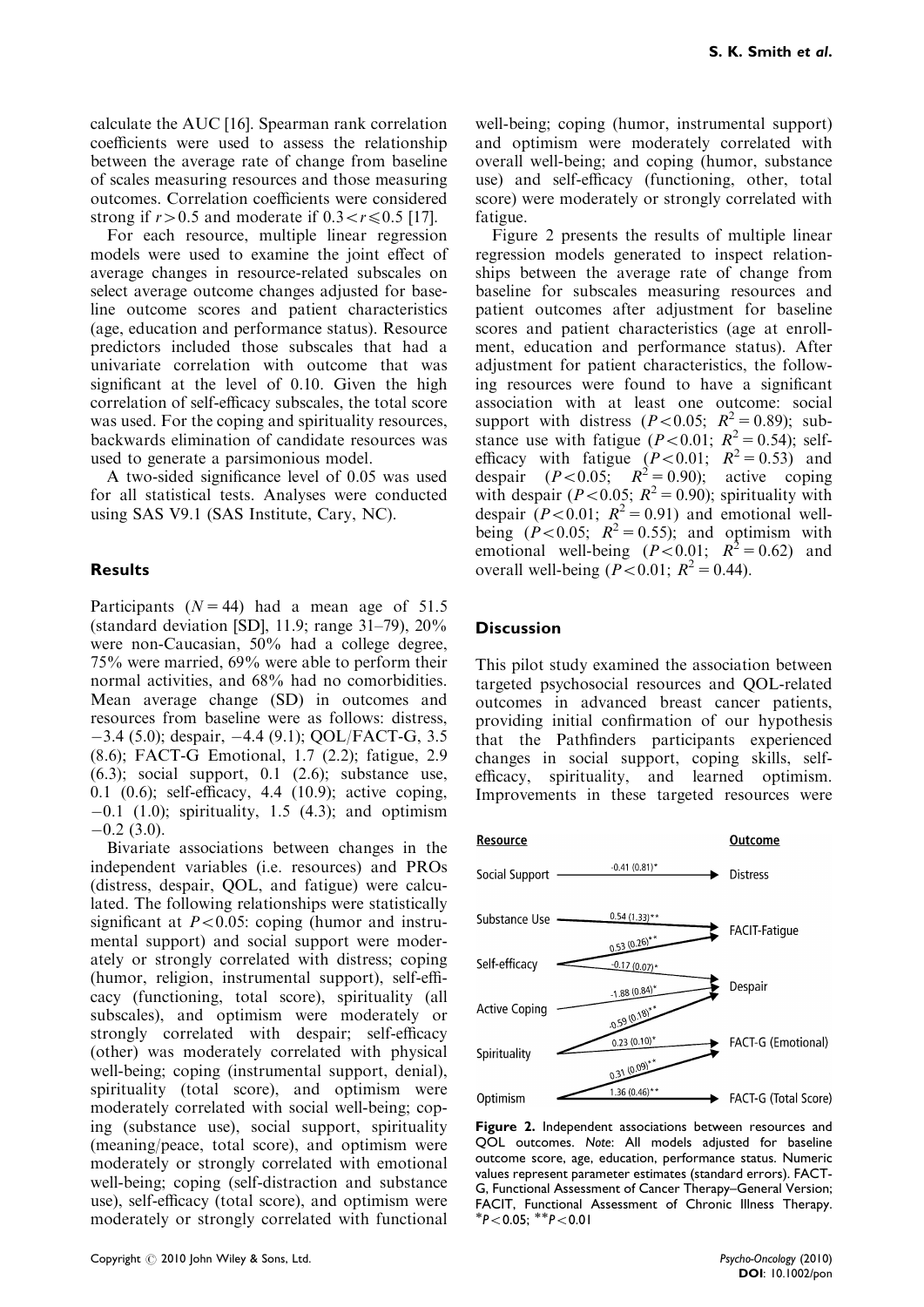calculate the AUC [16]. Spearman rank correlation coefficients were used to assess the relationship between the average rate of change from baseline of scales measuring resources and those measuring outcomes. Correlation coefficients were considered strong if $r > 0.5$ and moderate if $0.3 < r \leqslant 0.5$ [17].

For each resource, multiple linear regression models were used to examine the joint effect of average changes in resource-related subscales on select average outcome changes adjusted for baseline outcome scores and patient characteristics (age, education and performance status). Resource predictors included those subscales that had a univariate correlation with outcome that was significant at the level of 0.10. Given the high correlation of self-efficacy subscales, the total score was used. For the coping and spirituality resources, backwards elimination of candidate resources was used to generate a parsimonious model.

A two-sided significance level of 0.05 was used for all statistical tests. Analyses were conducted using SAS V9.1 (SAS Institute, Cary, NC).

## Results

Participants ($N = 44$) had a mean age of 51.5 (standard deviation [SD], 11.9; range 31–79), 20% were non-Caucasian, 50% had a college degree, 75% were married, 69% were able to perform their normal activities, and 68% had no comorbidities. Mean average change (SD) in outcomes and resources from baseline were as follows: distress, −3.4 (5.0); despair, −4.4 (9.1); QOL/FACT-G, 3.5 (8.6); FACT-G Emotional, 1.7 (2.2); fatigue, 2.9 (6.3); social support, 0.1 (2.6); substance use, 0.1 (0.6); self-efficacy, 4.4 (10.9); active coping, −0.1 (1.0); spirituality, 1.5 (4.3); and optimism −0.2 (3.0).

Bivariate associations between changes in the independent variables (i.e. resources) and PROs (distress, despair, QOL, and fatigue) were calculated. The following relationships were statistically significant at $P < 0.05$: coping (humor and instrumental support) and social support were moderately or strongly correlated with distress; coping (humor, religion, instrumental support), self-efficacy (functioning, total score), spirituality (all subscales), and optimism were moderately or strongly correlated with despair; self-efficacy (other) was moderately correlated with physical well-being; coping (instrumental support, denial), spirituality (total score), and optimism were moderately correlated with social well-being; coping (substance use), social support, spirituality (meaning/peace, total score), and optimism were moderately or strongly correlated with emotional well-being; coping (self-distraction and substance use), self-efficacy (total score), and optimism were moderately or strongly correlated with functional well-being; coping (humor, instrumental support) and optimism were moderately correlated with overall well-being; and coping (humor, substance use) and self-efficacy (functioning, other, total score) were moderately or strongly correlated with fatigue.

Figure 2 presents the results of multiple linear regression models generated to inspect relationships between the average rate of change from baseline for subscales measuring resources and patient outcomes after adjustment for baseline scores and patient characteristics (age at enrollment, education and performance status). After adjustment for patient characteristics, the following resources were found to have a significant association with at least one outcome: social support with distress ($P < 0.05$; $R^2 = 0.89$); substance use with fatigue ($P < 0.01$; $R^2 = 0.54$); self-efficacy with fatigue ($P < 0.01$; $R^2 = 0.53$) and despair ($P < 0.05$; $R^2 = 0.90$); active coping with despair ($P < 0.05$; $R^2 = 0.90$); spirituality with despair ($P < 0.01$; $R^2 = 0.91$) and emotional well-being ($P < 0.05$; $R^2 = 0.55$); and optimism with emotional well-being ($P < 0.01$; $R^2 = 0.62$) and overall well-being ($P < 0.01$; $R^2 = 0.44$).

## Discussion

This pilot study examined the association between targeted psychosocial resources and QOL-related outcomes in advanced breast cancer patients, providing initial confirmation of our hypothesis that the Pathfinders participants experienced changes in social support, coping skills, self-efficacy, spirituality, and learned optimism. Improvements in these targeted resources were

| Resource | Estimate (SE) | Outcome |
|---|---|---|
| Social Support | -0.41 (0.81)* | Distress |
| Substance Use | 0.54 (1.33)** | FACIT-Fatigue |
| Self-efficacy | 0.53 (0.26)** | FACIT-Fatigue |
| Self-efficacy | -0.17 (0.07)* | Despair |
| Active Coping | -1.88 (0.84)* | Despair |
| Spirituality | -0.59 (0.18)** | Despair |
| Spirituality | 0.23 (0.10)* | FACT-G (Emotional) |
| Optimism | 0.31 (0.09)** | FACT-G (Emotional) |
| Optimism | 1.36 (0.46)** | FACT-G (Total Score) |

**Figure 2.** Independent associations between resources and QOL outcomes. *Note*: All models adjusted for baseline outcome score, age, education, performance status. Numeric values represent parameter estimates (standard errors). FACT-G, Functional Assessment of Cancer Therapy–General Version; FACIT, Functional Assessment of Chronic Illness Therapy. *$P < 0.05$; **$P < 0.01$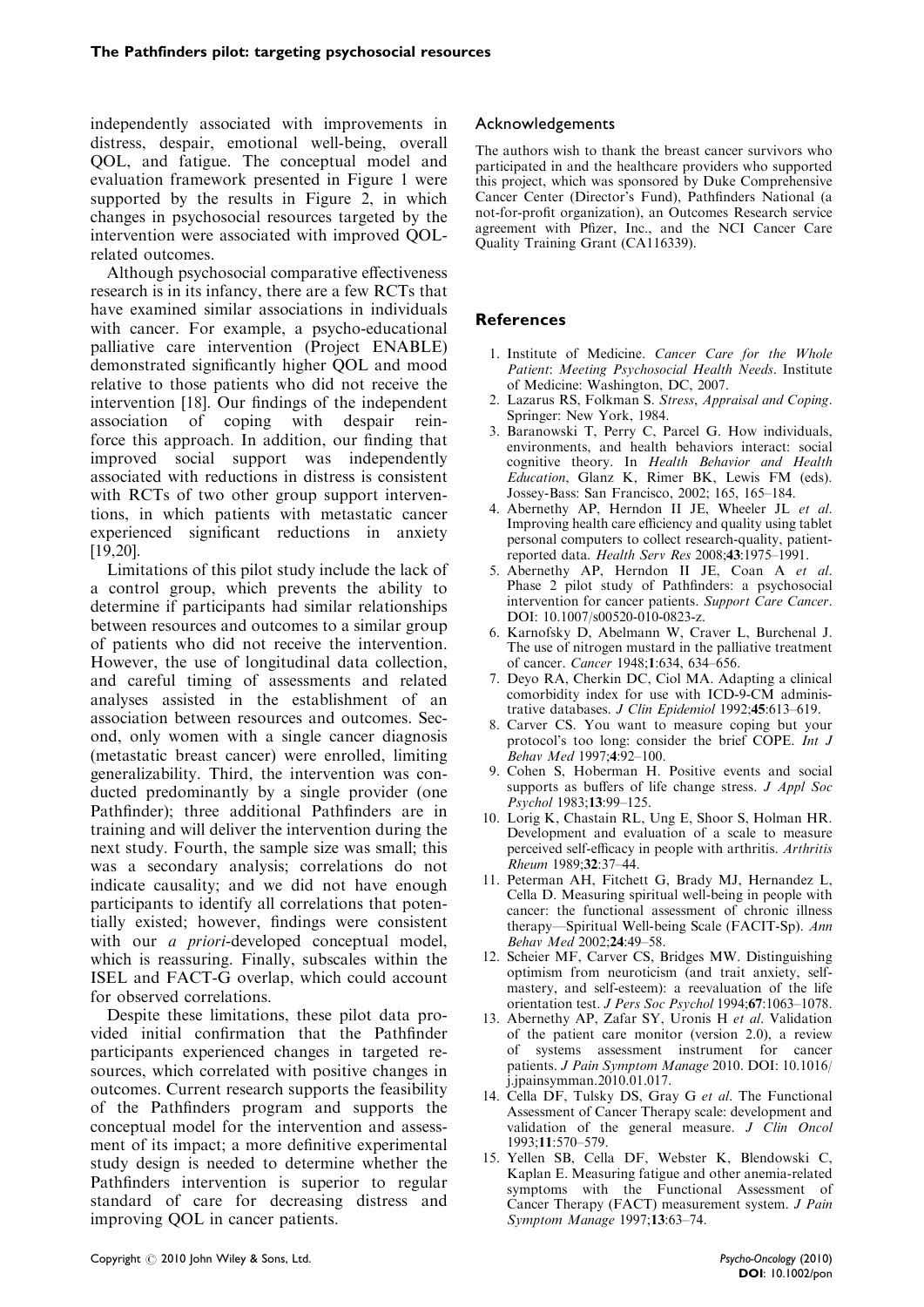independently associated with improvements in distress, despair, emotional well-being, overall QOL, and fatigue. The conceptual model and evaluation framework presented in Figure 1 were supported by the results in Figure 2, in which changes in psychosocial resources targeted by the intervention were associated with improved QOL-related outcomes.

Although psychosocial comparative effectiveness research is in its infancy, there are a few RCTs that have examined similar associations in individuals with cancer. For example, a psycho-educational palliative care intervention (Project ENABLE) demonstrated significantly higher QOL and mood relative to those patients who did not receive the intervention [18]. Our findings of the independent association of coping with despair reinforce this approach. In addition, our finding that improved social support was independently associated with reductions in distress is consistent with RCTs of two other group support interventions, in which patients with metastatic cancer experienced significant reductions in anxiety [19,20].

Limitations of this pilot study include the lack of a control group, which prevents the ability to determine if participants had similar relationships between resources and outcomes to a similar group of patients who did not receive the intervention. However, the use of longitudinal data collection, and careful timing of assessments and related analyses assisted in the establishment of an association between resources and outcomes. Second, only women with a single cancer diagnosis (metastatic breast cancer) were enrolled, limiting generalizability. Third, the intervention was conducted predominantly by a single provider (one Pathfinder); three additional Pathfinders are in training and will deliver the intervention during the next study. Fourth, the sample size was small; this was a secondary analysis; correlations do not indicate causality; and we did not have enough participants to identify all correlations that potentially existed; however, findings were consistent with our *a priori*-developed conceptual model, which is reassuring. Finally, subscales within the ISEL and FACT-G overlap, which could account for observed correlations.

Despite these limitations, these pilot data provided initial confirmation that the Pathfinder participants experienced changes in targeted resources, which correlated with positive changes in outcomes. Current research supports the feasibility of the Pathfinders program and supports the conceptual model for the intervention and assessment of its impact; a more definitive experimental study design is needed to determine whether the Pathfinders intervention is superior to regular standard of care for decreasing distress and improving QOL in cancer patients.

## Acknowledgements

The authors wish to thank the breast cancer survivors who participated in and the healthcare providers who supported this project, which was sponsored by Duke Comprehensive Cancer Center (Director's Fund), Pathfinders National (a not-for-profit organization), an Outcomes Research service agreement with Pfizer, Inc., and the NCI Cancer Care Quality Training Grant (CA116339).

## References

1. Institute of Medicine. *Cancer Care for the Whole Patient*: *Meeting Psychosocial Health Needs*. Institute of Medicine: Washington, DC, 2007.
2. Lazarus RS, Folkman S. *Stress*, *Appraisal and Coping*. Springer: New York, 1984.
3. Baranowski T, Perry C, Parcel G. How individuals, environments, and health behaviors interact: social cognitive theory. In *Health Behavior and Health Education*, Glanz K, Rimer BK, Lewis FM (eds). Jossey-Bass: San Francisco, 2002; 165, 165–184.
4. Abernethy AP, Herndon II JE, Wheeler JL *et al*. Improving health care efficiency and quality using tablet personal computers to collect research-quality, patient-reported data. *Health Serv Res* 2008;**43**:1975–1991.
5. Abernethy AP, Herndon II JE, Coan A *et al*. Phase 2 pilot study of Pathfinders: a psychosocial intervention for cancer patients. *Support Care Cancer*. DOI: 10.1007/s00520-010-0823-z.
6. Karnofsky D, Abelmann W, Craver L, Burchenal J. The use of nitrogen mustard in the palliative treatment of cancer. *Cancer* 1948;**1**:634, 634–656.
7. Deyo RA, Cherkin DC, Ciol MA. Adapting a clinical comorbidity index for use with ICD-9-CM administrative databases. *J Clin Epidemiol* 1992;**45**:613–619.
8. Carver CS. You want to measure coping but your protocol's too long: consider the brief COPE. *Int J Behav Med* 1997;**4**:92–100.
9. Cohen S, Hoberman H. Positive events and social supports as buffers of life change stress. *J Appl Soc Psychol* 1983;**13**:99–125.
10. Lorig K, Chastain RL, Ung E, Shoor S, Holman HR. Development and evaluation of a scale to measure perceived self-efficacy in people with arthritis. *Arthritis Rheum* 1989;**32**:37–44.
11. Peterman AH, Fitchett G, Brady MJ, Hernandez L, Cella D. Measuring spiritual well-being in people with cancer: the functional assessment of chronic illness therapy—Spiritual Well-being Scale (FACIT-Sp). *Ann Behav Med* 2002;**24**:49–58.
12. Scheier MF, Carver CS, Bridges MW. Distinguishing optimism from neuroticism (and trait anxiety, self-mastery, and self-esteem): a reevaluation of the life orientation test. *J Pers Soc Psychol* 1994;**67**:1063–1078.
13. Abernethy AP, Zafar SY, Uronis H *et al*. Validation of the patient care monitor (version 2.0), a review of systems assessment instrument for cancer patients. *J Pain Symptom Manage* 2010. DOI: 10.1016/j.jpainsymman.2010.01.017.
14. Cella DF, Tulsky DS, Gray G *et al*. The Functional Assessment of Cancer Therapy scale: development and validation of the general measure. *J Clin Oncol* 1993;**11**:570–579.
15. Yellen SB, Cella DF, Webster K, Blendowski C, Kaplan E. Measuring fatigue and other anemia-related symptoms with the Functional Assessment of Cancer Therapy (FACT) measurement system. *J Pain Symptom Manage* 1997;**13**:63–74.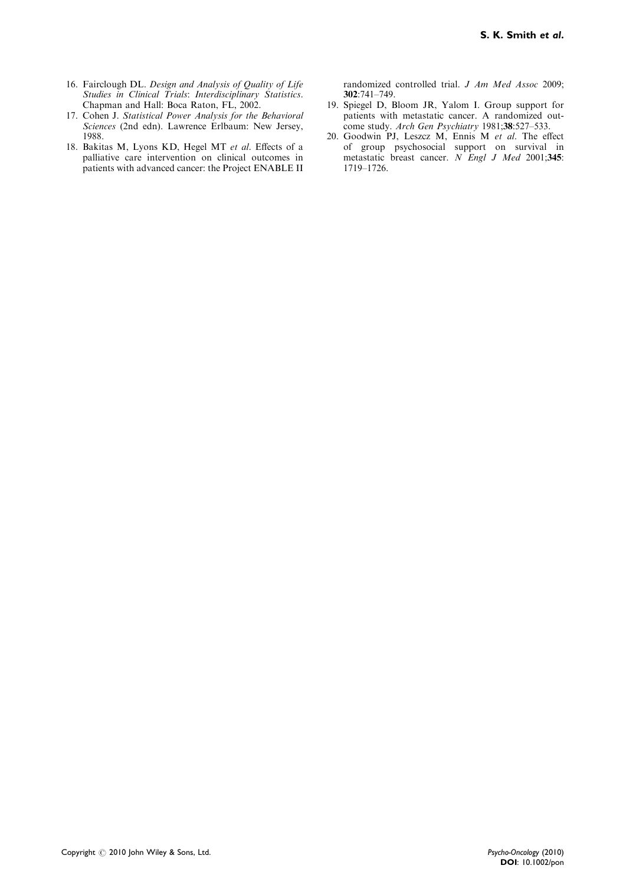16. Fairclough DL. *Design and Analysis of Quality of Life Studies in Clinical Trials*: *Interdisciplinary Statistics*. Chapman and Hall: Boca Raton, FL, 2002.
17. Cohen J. *Statistical Power Analysis for the Behavioral Sciences* (2nd edn). Lawrence Erlbaum: New Jersey, 1988.
18. Bakitas M, Lyons KD, Hegel MT *et al*. Effects of a palliative care intervention on clinical outcomes in patients with advanced cancer: the Project ENABLE II randomized controlled trial. *J Am Med Assoc* 2009; **302**:741–749.
19. Spiegel D, Bloom JR, Yalom I. Group support for patients with metastatic cancer. A randomized outcome study. *Arch Gen Psychiatry* 1981;**38**:527–533.
20. Goodwin PJ, Leszcz M, Ennis M *et al*. The effect of group psychosocial support on survival in metastatic breast cancer. *N Engl J Med* 2001;**345**: 1719–1726.